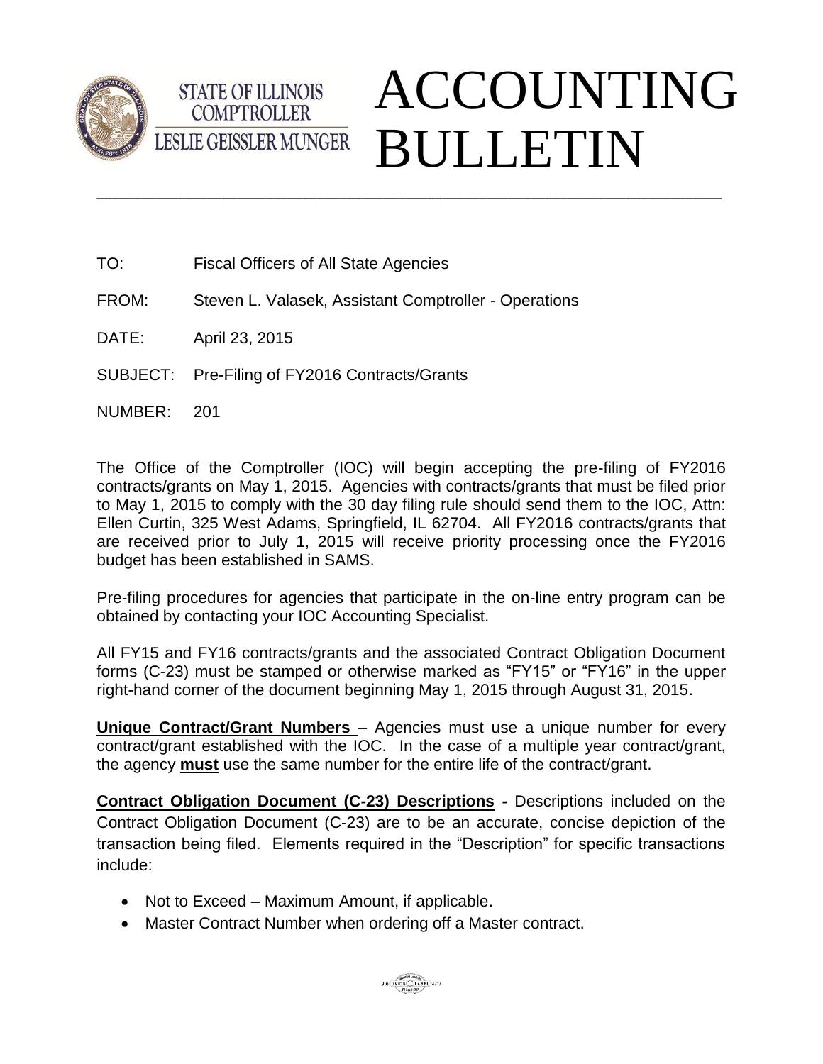STATE OF ILLINOIS
COMPTROLLER
LESLIE GEISSLER MUNGER

# ACCOUNTING BULLETIN

---

TO: Fiscal Officers of All State Agencies

FROM: Steven L. Valasek, Assistant Comptroller - Operations

DATE: April 23, 2015

SUBJECT: Pre-Filing of FY2016 Contracts/Grants

NUMBER: 201

The Office of the Comptroller (IOC) will begin accepting the pre-filing of FY2016 contracts/grants on May 1, 2015. Agencies with contracts/grants that must be filed prior to May 1, 2015 to comply with the 30 day filing rule should send them to the IOC, Attn: Ellen Curtin, 325 West Adams, Springfield, IL 62704. All FY2016 contracts/grants that are received prior to July 1, 2015 will receive priority processing once the FY2016 budget has been established in SAMS.

Pre-filing procedures for agencies that participate in the on-line entry program can be obtained by contacting your IOC Accounting Specialist.

All FY15 and FY16 contracts/grants and the associated Contract Obligation Document forms (C-23) must be stamped or otherwise marked as "FY15" or "FY16" in the upper right-hand corner of the document beginning May 1, 2015 through August 31, 2015.

**Unique Contract/Grant Numbers** – Agencies must use a unique number for every contract/grant established with the IOC. In the case of a multiple year contract/grant, the agency **must** use the same number for the entire life of the contract/grant.

**Contract Obligation Document (C-23) Descriptions -** Descriptions included on the Contract Obligation Document (C-23) are to be an accurate, concise depiction of the transaction being filed. Elements required in the "Description" for specific transactions include:

- Not to Exceed – Maximum Amount, if applicable.
- Master Contract Number when ordering off a Master contract.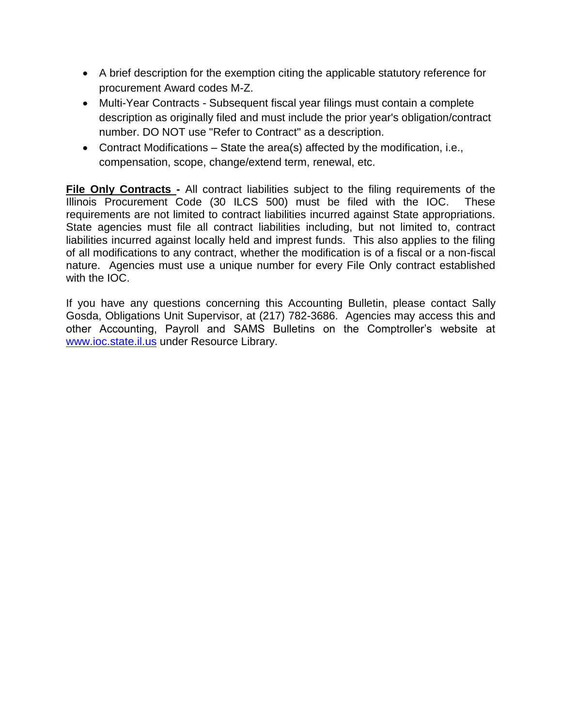- A brief description for the exemption citing the applicable statutory reference for procurement Award codes M-Z.
- Multi-Year Contracts - Subsequent fiscal year filings must contain a complete description as originally filed and must include the prior year's obligation/contract number. DO NOT use "Refer to Contract" as a description.
- Contract Modifications – State the area(s) affected by the modification, i.e., compensation, scope, change/extend term, renewal, etc.

**File Only Contracts -** All contract liabilities subject to the filing requirements of the Illinois Procurement Code (30 ILCS 500) must be filed with the IOC. These requirements are not limited to contract liabilities incurred against State appropriations. State agencies must file all contract liabilities including, but not limited to, contract liabilities incurred against locally held and imprest funds. This also applies to the filing of all modifications to any contract, whether the modification is of a fiscal or a non-fiscal nature. Agencies must use a unique number for every File Only contract established with the IOC.

If you have any questions concerning this Accounting Bulletin, please contact Sally Gosda, Obligations Unit Supervisor, at (217) 782-3686. Agencies may access this and other Accounting, Payroll and SAMS Bulletins on the Comptroller's website at www.ioc.state.il.us under Resource Library.